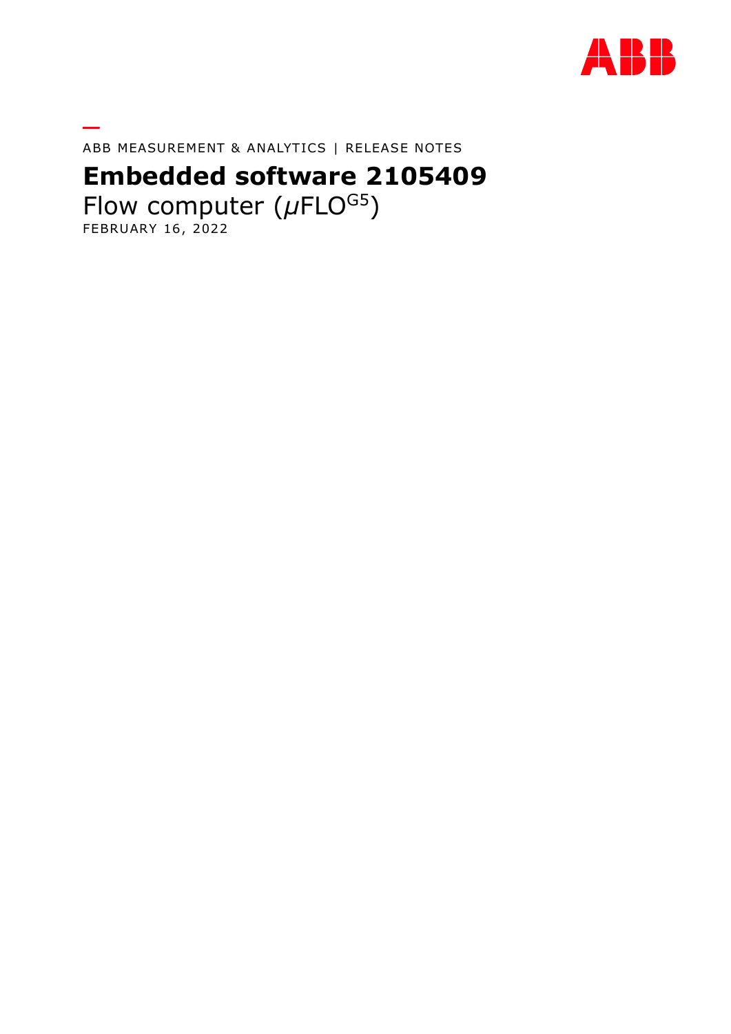ABB MEASUREMENT & ANALYTICS | RELEASE NOTES

# Embedded software 2105409

Flow computer ($\mu$FLO[G5])

FEBRUARY 16, 2022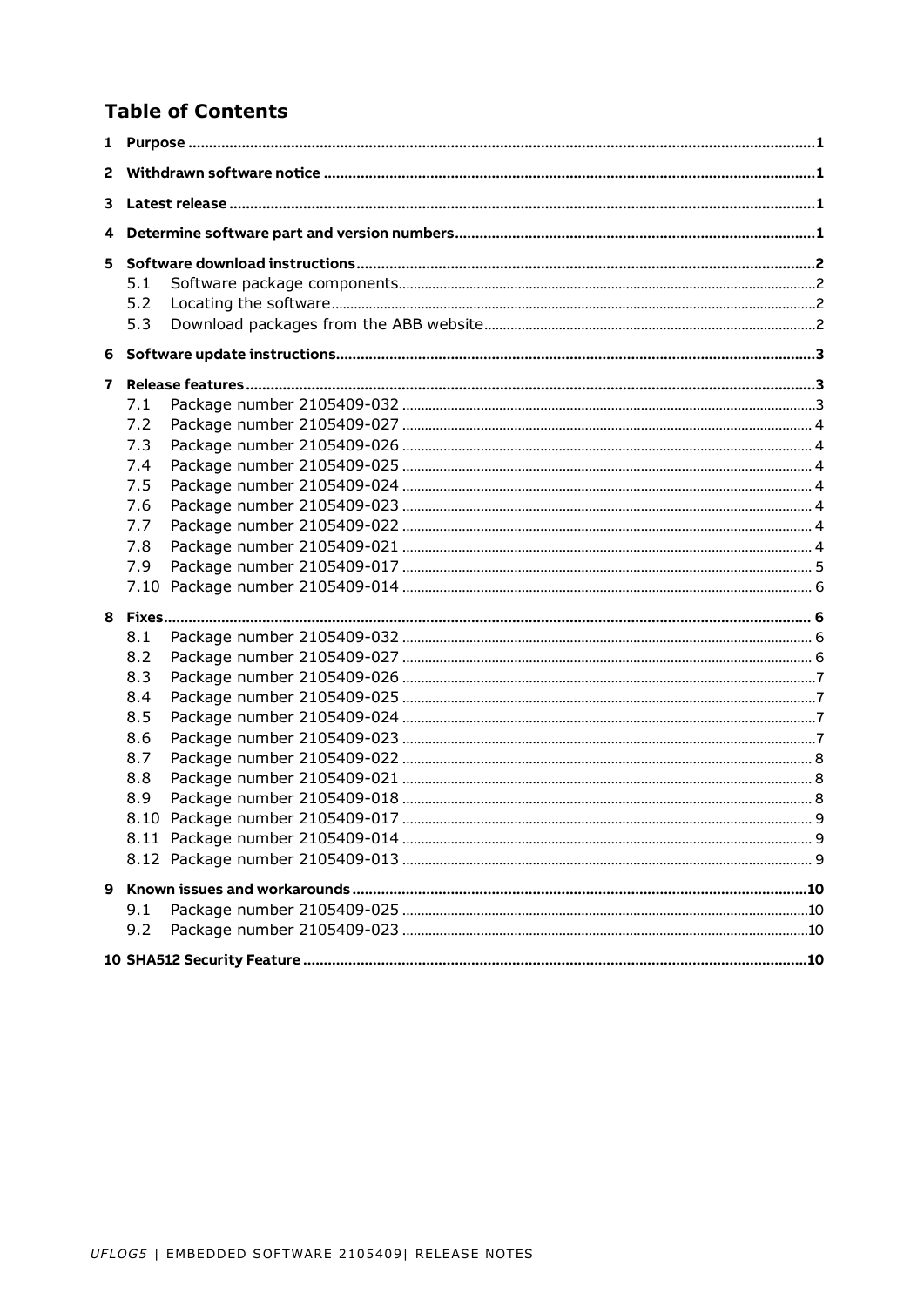# Table of Contents

1 Purpose ........................................................................................................ 1

2 Withdrawn software notice ........................................................................ 1

3 Latest release .............................................................................................. 1

4 Determine software part and version numbers ........................................ 1

5 Software download instructions ................................................................ 2

- 5.1 Software package components ........................................................... 2
- 5.2 Locating the software .......................................................................... 2
- 5.3 Download packages from the ABB website ......................................... 2

6 Software update instructions ...................................................................... 3

7 Release features ........................................................................................... 3

- 7.1 Package number 2105409-032 ............................................................ 3
- 7.2 Package number 2105409-027 ............................................................ 4
- 7.3 Package number 2105409-026 ............................................................ 4
- 7.4 Package number 2105409-025 ............................................................ 4
- 7.5 Package number 2105409-024 ............................................................ 4
- 7.6 Package number 2105409-023 ............................................................ 4
- 7.7 Package number 2105409-022 ............................................................ 4
- 7.8 Package number 2105409-021 ............................................................ 4
- 7.9 Package number 2105409-017 ............................................................ 5
- 7.10 Package number 2105409-014 .......................................................... 6

8 Fixes ............................................................................................................. 6

- 8.1 Package number 2105409-032 ............................................................ 6
- 8.2 Package number 2105409-027 ............................................................ 6
- 8.3 Package number 2105409-026 ............................................................ 7
- 8.4 Package number 2105409-025 ............................................................ 7
- 8.5 Package number 2105409-024 ............................................................ 7
- 8.6 Package number 2105409-023 ............................................................ 7
- 8.7 Package number 2105409-022 ............................................................ 8
- 8.8 Package number 2105409-021 ............................................................ 8
- 8.9 Package number 2105409-018 ............................................................ 8
- 8.10 Package number 2105409-017 .......................................................... 9
- 8.11 Package number 2105409-014 .......................................................... 9
- 8.12 Package number 2105409-013 .......................................................... 9

9 Known issues and workarounds ................................................................ 10

- 9.1 Package number 2105409-025 .......................................................... 10
- 9.2 Package number 2105409-023 .......................................................... 10

10 SHA512 Security Feature ......................................................................... 10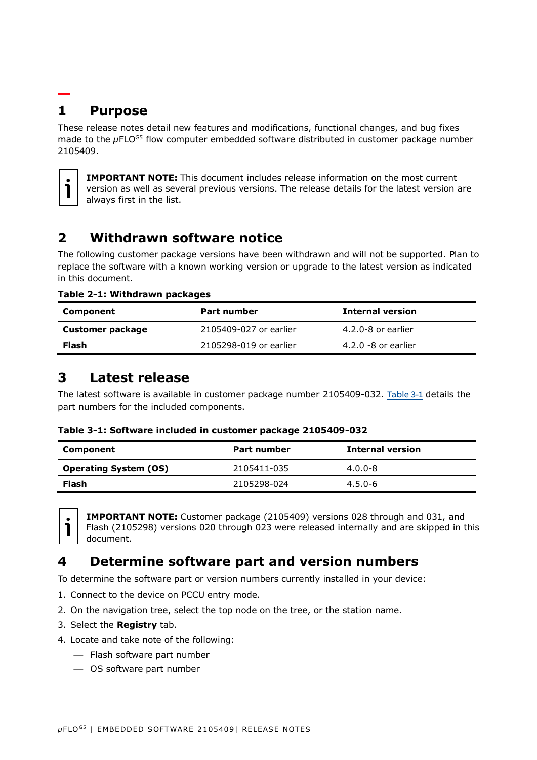# 1 Purpose

These release notes detail new features and modifications, functional changes, and bug fixes made to the μFLO[G5] flow computer embedded software distributed in customer package number 2105409.

**IMPORTANT NOTE:** This document includes release information on the most current version as well as several previous versions. The release details for the latest version are always first in the list.

# 2 Withdrawn software notice

The following customer package versions have been withdrawn and will not be supported. Plan to replace the software with a known working version or upgrade to the latest version as indicated in this document.

**Table 2-1: Withdrawn packages**

| Component | Part number | Internal version |
| --- | --- | --- |
| **Customer package** | 2105409-027 or earlier | 4.2.0-8 or earlier |
| **Flash** | 2105298-019 or earlier | 4.2.0 -8 or earlier |

# 3 Latest release

The latest software is available in customer package number 2105409-032. Table 3-1 details the part numbers for the included components.

**Table 3-1: Software included in customer package 2105409-032**

| Component | Part number | Internal version |
| --- | --- | --- |
| **Operating System (OS)** | 2105411-035 | 4.0.0-8 |
| **Flash** | 2105298-024 | 4.5.0-6 |

**IMPORTANT NOTE:** Customer package (2105409) versions 028 through and 031, and Flash (2105298) versions 020 through 023 were released internally and are skipped in this document.

# 4 Determine software part and version numbers

To determine the software part or version numbers currently installed in your device:

1. Connect to the device on PCCU entry mode.
2. On the navigation tree, select the top node on the tree, or the station name.
3. Select the **Registry** tab.
4. Locate and take note of the following:
   - Flash software part number
   - OS software part number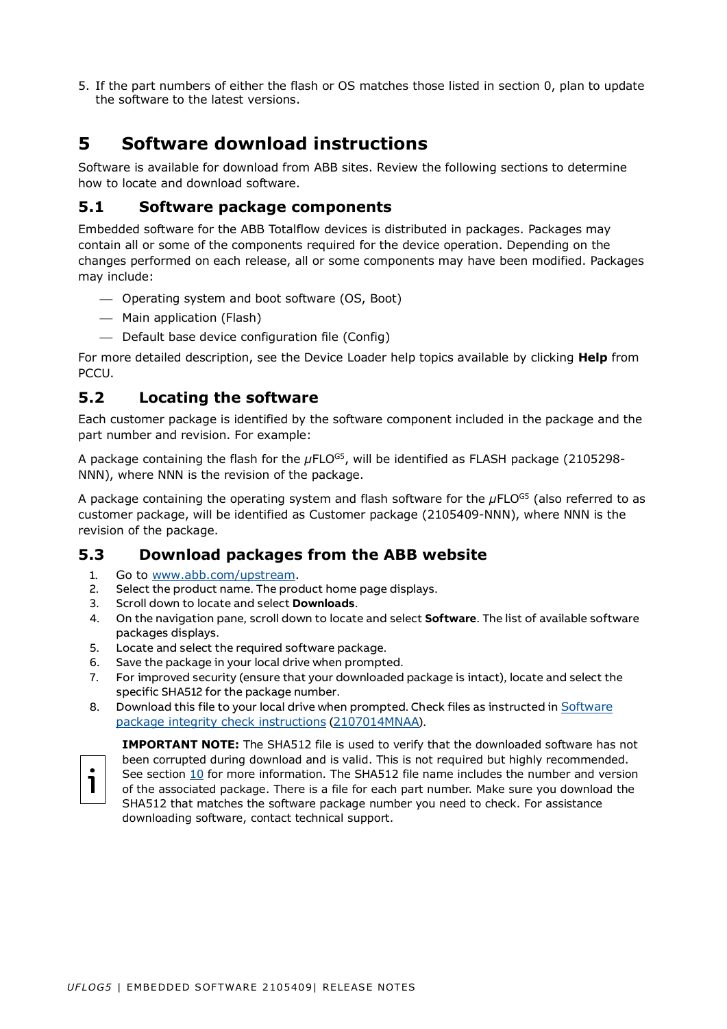5. If the part numbers of either the flash or OS matches those listed in section 0, plan to update the software to the latest versions.

# 5 Software download instructions

Software is available for download from ABB sites. Review the following sections to determine how to locate and download software.

## 5.1 Software package components

Embedded software for the ABB Totalflow devices is distributed in packages. Packages may contain all or some of the components required for the device operation. Depending on the changes performed on each release, all or some components may have been modified. Packages may include:

- Operating system and boot software (OS, Boot)
- Main application (Flash)
- Default base device configuration file (Config)

For more detailed description, see the Device Loader help topics available by clicking **Help** from PCCU.

## 5.2 Locating the software

Each customer package is identified by the software component included in the package and the part number and revision. For example:

A package containing the flash for the μFLO[G5], will be identified as FLASH package (2105298-NNN), where NNN is the revision of the package.

A package containing the operating system and flash software for the μFLO[G5] (also referred to as customer package, will be identified as Customer package (2105409-NNN), where NNN is the revision of the package.

## 5.3 Download packages from the ABB website

1. Go to www.abb.com/upstream.
2. Select the product name. The product home page displays.
3. Scroll down to locate and select **Downloads**.
4. On the navigation pane, scroll down to locate and select **Software**. The list of available software packages displays.
5. Locate and select the required software package.
6. Save the package in your local drive when prompted.
7. For improved security (ensure that your downloaded package is intact), locate and select the specific SHA512 for the package number.
8. Download this file to your local drive when prompted. Check files as instructed in Software package integrity check instructions (2107014MNAA).

**IMPORTANT NOTE:** The SHA512 file is used to verify that the downloaded software has not been corrupted during download and is valid. This is not required but highly recommended. See section 10 for more information. The SHA512 file name includes the number and version of the associated package. There is a file for each part number. Make sure you download the SHA512 that matches the software package number you need to check. For assistance downloading software, contact technical support.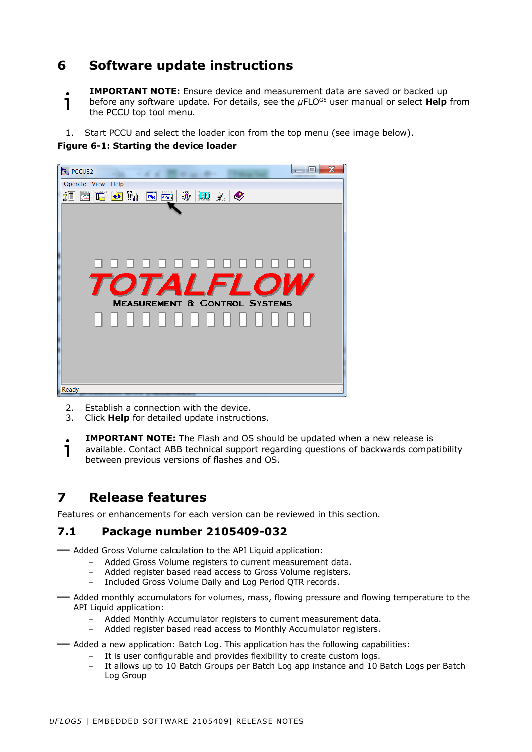# 6 Software update instructions

**IMPORTANT NOTE:** Ensure device and measurement data are saved or backed up before any software update. For details, see the μFLO$^{G5}$ user manual or select **Help** from the PCCU top tool menu.

1. Start PCCU and select the loader icon from the top menu (see image below).

**Figure 6-1: Starting the device loader**

2. Establish a connection with the device.
3. Click **Help** for detailed update instructions.

**IMPORTANT NOTE:** The Flash and OS should be updated when a new release is available. Contact ABB technical support regarding questions of backwards compatibility between previous versions of flashes and OS.

# 7 Release features

Features or enhancements for each version can be reviewed in this section.

## 7.1 Package number 2105409-032

- Added Gross Volume calculation to the API Liquid application:
  - Added Gross Volume registers to current measurement data.
  - Added register based read access to Gross Volume registers.
  - Included Gross Volume Daily and Log Period QTR records.
- Added monthly accumulators for volumes, mass, flowing pressure and flowing temperature to the API Liquid application:
  - Added Monthly Accumulator registers to current measurement data.
  - Added register based read access to Monthly Accumulator registers.
- Added a new application: Batch Log. This application has the following capabilities:
  - It is user configurable and provides flexibility to create custom logs.
  - It allows up to 10 Batch Groups per Batch Log app instance and 10 Batch Logs per Batch Log Group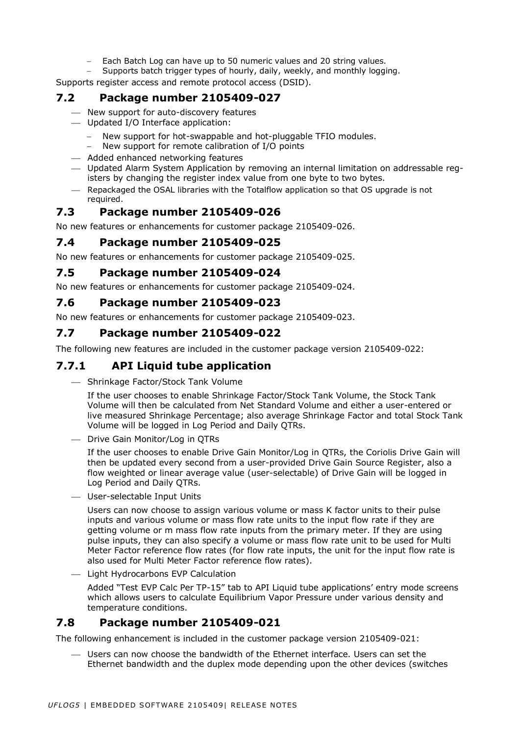- Each Batch Log can have up to 50 numeric values and 20 string values.
  - Supports batch trigger types of hourly, daily, weekly, and monthly logging.

Supports register access and remote protocol access (DSID).

## 7.2 Package number 2105409-027

- New support for auto-discovery features
- Updated I/O Interface application:
  - New support for hot-swappable and hot-pluggable TFIO modules.
  - New support for remote calibration of I/O points
- Added enhanced networking features
- Updated Alarm System Application by removing an internal limitation on addressable registers by changing the register index value from one byte to two bytes.
- Repackaged the OSAL libraries with the Totalflow application so that OS upgrade is not required.

## 7.3 Package number 2105409-026

No new features or enhancements for customer package 2105409-026.

## 7.4 Package number 2105409-025

No new features or enhancements for customer package 2105409-025.

## 7.5 Package number 2105409-024

No new features or enhancements for customer package 2105409-024.

## 7.6 Package number 2105409-023

No new features or enhancements for customer package 2105409-023.

## 7.7 Package number 2105409-022

The following new features are included in the customer package version 2105409-022:

### 7.7.1 API Liquid tube application

- Shrinkage Factor/Stock Tank Volume

  If the user chooses to enable Shrinkage Factor/Stock Tank Volume, the Stock Tank Volume will then be calculated from Net Standard Volume and either a user-entered or live measured Shrinkage Percentage; also average Shrinkage Factor and total Stock Tank Volume will be logged in Log Period and Daily QTRs.

- Drive Gain Monitor/Log in QTRs

  If the user chooses to enable Drive Gain Monitor/Log in QTRs, the Coriolis Drive Gain will then be updated every second from a user-provided Drive Gain Source Register, also a flow weighted or linear average value (user-selectable) of Drive Gain will be logged in Log Period and Daily QTRs.

- User-selectable Input Units

  Users can now choose to assign various volume or mass K factor units to their pulse inputs and various volume or mass flow rate units to the input flow rate if they are getting volume or m mass flow rate inputs from the primary meter. If they are using pulse inputs, they can also specify a volume or mass flow rate unit to be used for Multi Meter Factor reference flow rates (for flow rate inputs, the unit for the input flow rate is also used for Multi Meter Factor reference flow rates).

- Light Hydrocarbons EVP Calculation

  Added "Test EVP Calc Per TP-15" tab to API Liquid tube applications' entry mode screens which allows users to calculate Equilibrium Vapor Pressure under various density and temperature conditions.

## 7.8 Package number 2105409-021

The following enhancement is included in the customer package version 2105409-021:

- Users can now choose the bandwidth of the Ethernet interface. Users can set the Ethernet bandwidth and the duplex mode depending upon the other devices (switches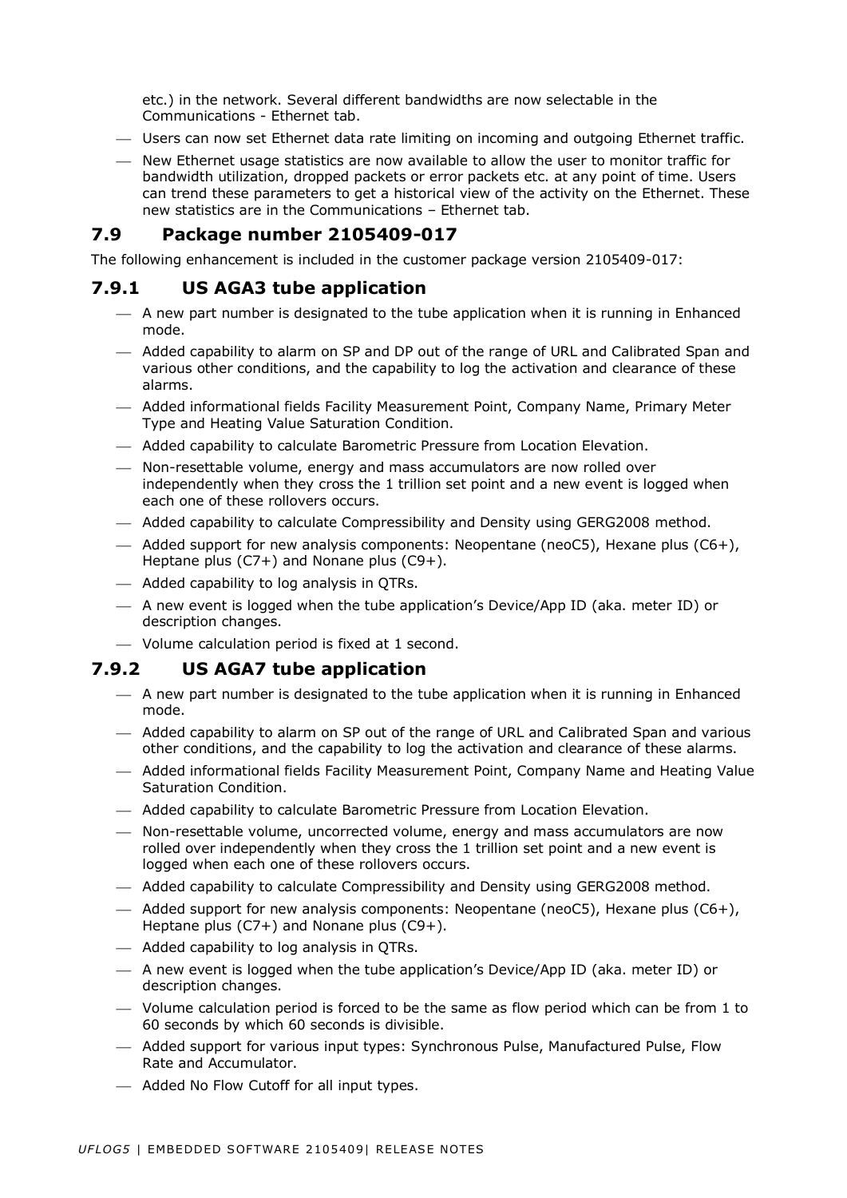etc.) in the network. Several different bandwidths are now selectable in the Communications - Ethernet tab.

- Users can now set Ethernet data rate limiting on incoming and outgoing Ethernet traffic.
- New Ethernet usage statistics are now available to allow the user to monitor traffic for bandwidth utilization, dropped packets or error packets etc. at any point of time. Users can trend these parameters to get a historical view of the activity on the Ethernet. These new statistics are in the Communications – Ethernet tab.

## 7.9 Package number 2105409-017

The following enhancement is included in the customer package version 2105409-017:

### 7.9.1 US AGA3 tube application

- A new part number is designated to the tube application when it is running in Enhanced mode.
- Added capability to alarm on SP and DP out of the range of URL and Calibrated Span and various other conditions, and the capability to log the activation and clearance of these alarms.
- Added informational fields Facility Measurement Point, Company Name, Primary Meter Type and Heating Value Saturation Condition.
- Added capability to calculate Barometric Pressure from Location Elevation.
- Non-resettable volume, energy and mass accumulators are now rolled over independently when they cross the 1 trillion set point and a new event is logged when each one of these rollovers occurs.
- Added capability to calculate Compressibility and Density using GERG2008 method.
- Added support for new analysis components: Neopentane (neoC5), Hexane plus (C6+), Heptane plus (C7+) and Nonane plus (C9+).
- Added capability to log analysis in QTRs.
- A new event is logged when the tube application's Device/App ID (aka. meter ID) or description changes.
- Volume calculation period is fixed at 1 second.

### 7.9.2 US AGA7 tube application

- A new part number is designated to the tube application when it is running in Enhanced mode.
- Added capability to alarm on SP out of the range of URL and Calibrated Span and various other conditions, and the capability to log the activation and clearance of these alarms.
- Added informational fields Facility Measurement Point, Company Name and Heating Value Saturation Condition.
- Added capability to calculate Barometric Pressure from Location Elevation.
- Non-resettable volume, uncorrected volume, energy and mass accumulators are now rolled over independently when they cross the 1 trillion set point and a new event is logged when each one of these rollovers occurs.
- Added capability to calculate Compressibility and Density using GERG2008 method.
- Added support for new analysis components: Neopentane (neoC5), Hexane plus (C6+), Heptane plus (C7+) and Nonane plus (C9+).
- Added capability to log analysis in QTRs.
- A new event is logged when the tube application's Device/App ID (aka. meter ID) or description changes.
- Volume calculation period is forced to be the same as flow period which can be from 1 to 60 seconds by which 60 seconds is divisible.
- Added support for various input types: Synchronous Pulse, Manufactured Pulse, Flow Rate and Accumulator.
- Added No Flow Cutoff for all input types.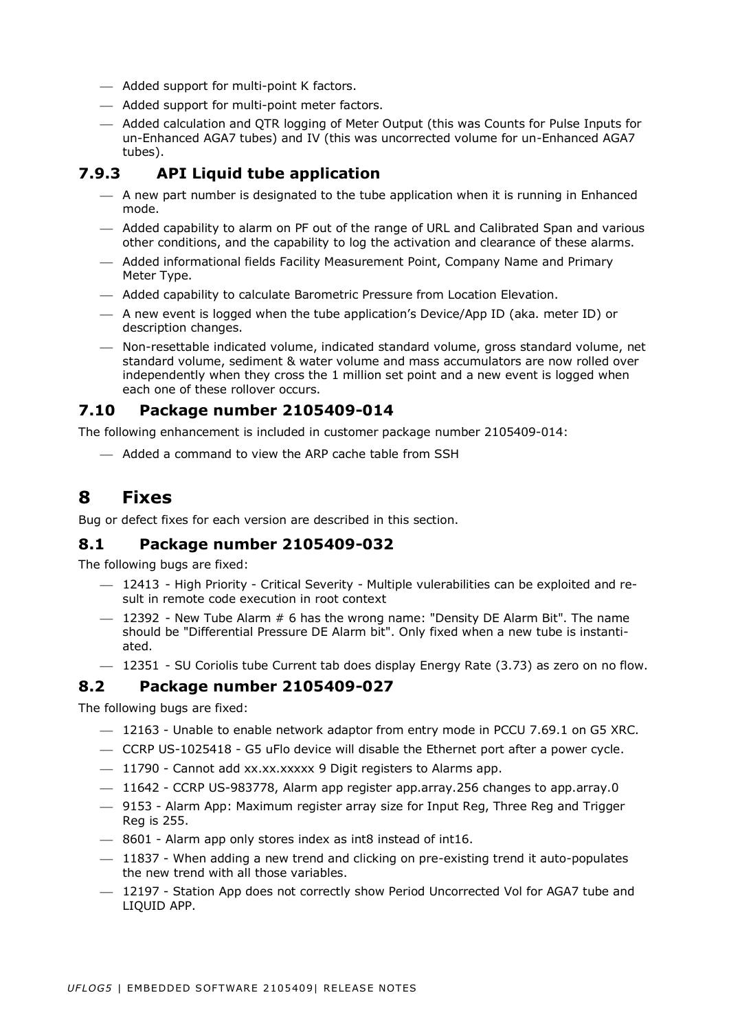- Added support for multi-point K factors.
- Added support for multi-point meter factors.
- Added calculation and QTR logging of Meter Output (this was Counts for Pulse Inputs for un-Enhanced AGA7 tubes) and IV (this was uncorrected volume for un-Enhanced AGA7 tubes).

### 7.9.3 API Liquid tube application

- A new part number is designated to the tube application when it is running in Enhanced mode.
- Added capability to alarm on PF out of the range of URL and Calibrated Span and various other conditions, and the capability to log the activation and clearance of these alarms.
- Added informational fields Facility Measurement Point, Company Name and Primary Meter Type.
- Added capability to calculate Barometric Pressure from Location Elevation.
- A new event is logged when the tube application's Device/App ID (aka. meter ID) or description changes.
- Non-resettable indicated volume, indicated standard volume, gross standard volume, net standard volume, sediment & water volume and mass accumulators are now rolled over independently when they cross the 1 million set point and a new event is logged when each one of these rollover occurs.

## 7.10 Package number 2105409-014

The following enhancement is included in customer package number 2105409-014:

- Added a command to view the ARP cache table from SSH

# 8 Fixes

Bug or defect fixes for each version are described in this section.

## 8.1 Package number 2105409-032

The following bugs are fixed:

- 12413 - High Priority - Critical Severity - Multiple vulerabilities can be exploited and result in remote code execution in root context
- 12392 - New Tube Alarm # 6 has the wrong name: "Density DE Alarm Bit". The name should be "Differential Pressure DE Alarm bit". Only fixed when a new tube is instantiated.
- 12351 - SU Coriolis tube Current tab does display Energy Rate (3.73) as zero on no flow.

## 8.2 Package number 2105409-027

The following bugs are fixed:

- 12163 - Unable to enable network adaptor from entry mode in PCCU 7.69.1 on G5 XRC.
- CCRP US-1025418 - G5 uFlo device will disable the Ethernet port after a power cycle.
- 11790 - Cannot add xx.xx.xxxxx 9 Digit registers to Alarms app.
- 11642 - CCRP US-983778, Alarm app register app.array.256 changes to app.array.0
- 9153 - Alarm App: Maximum register array size for Input Reg, Three Reg and Trigger Reg is 255.
- 8601 - Alarm app only stores index as int8 instead of int16.
- 11837 - When adding a new trend and clicking on pre-existing trend it auto-populates the new trend with all those variables.
- 12197 - Station App does not correctly show Period Uncorrected Vol for AGA7 tube and LIQUID APP.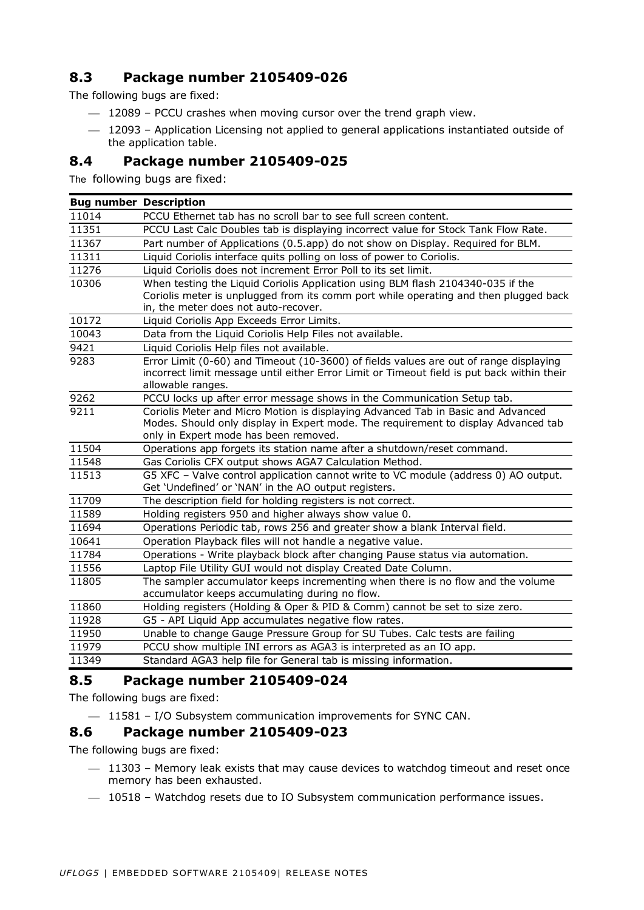## 8.3 Package number 2105409-026

The following bugs are fixed:

- 12089 – PCCU crashes when moving cursor over the trend graph view.
- 12093 – Application Licensing not applied to general applications instantiated outside of the application table.

## 8.4 Package number 2105409-025

The following bugs are fixed:

| Bug number | Description |
|---|---|
| 11014 | PCCU Ethernet tab has no scroll bar to see full screen content. |
| 11351 | PCCU Last Calc Doubles tab is displaying incorrect value for Stock Tank Flow Rate. |
| 11367 | Part number of Applications (0.5.app) do not show on Display. Required for BLM. |
| 11311 | Liquid Coriolis interface quits polling on loss of power to Coriolis. |
| 11276 | Liquid Coriolis does not increment Error Poll to its set limit. |
| 10306 | When testing the Liquid Coriolis Application using BLM flash 2104340-035 if the Coriolis meter is unplugged from its comm port while operating and then plugged back in, the meter does not auto-recover. |
| 10172 | Liquid Coriolis App Exceeds Error Limits. |
| 10043 | Data from the Liquid Coriolis Help Files not available. |
| 9421 | Liquid Coriolis Help files not available. |
| 9283 | Error Limit (0-60) and Timeout (10-3600) of fields values are out of range displaying incorrect limit message until either Error Limit or Timeout field is put back within their allowable ranges. |
| 9262 | PCCU locks up after error message shows in the Communication Setup tab. |
| 9211 | Coriolis Meter and Micro Motion is displaying Advanced Tab in Basic and Advanced Modes. Should only display in Expert mode. The requirement to display Advanced tab only in Expert mode has been removed. |
| 11504 | Operations app forgets its station name after a shutdown/reset command. |
| 11548 | Gas Coriolis CFX output shows AGA7 Calculation Method. |
| 11513 | G5 XFC – Valve control application cannot write to VC module (address 0) AO output. Get 'Undefined' or 'NAN' in the AO output registers. |
| 11709 | The description field for holding registers is not correct. |
| 11589 | Holding registers 950 and higher always show value 0. |
| 11694 | Operations Periodic tab, rows 256 and greater show a blank Interval field. |
| 10641 | Operation Playback files will not handle a negative value. |
| 11784 | Operations - Write playback block after changing Pause status via automation. |
| 11556 | Laptop File Utility GUI would not display Created Date Column. |
| 11805 | The sampler accumulator keeps incrementing when there is no flow and the volume accumulator keeps accumulating during no flow. |
| 11860 | Holding registers (Holding & Oper & PID & Comm) cannot be set to size zero. |
| 11928 | G5 - API Liquid App accumulates negative flow rates. |
| 11950 | Unable to change Gauge Pressure Group for SU Tubes. Calc tests are failing |
| 11979 | PCCU show multiple INI errors as AGA3 is interpreted as an IO app. |
| 11349 | Standard AGA3 help file for General tab is missing information. |

## 8.5 Package number 2105409-024

The following bugs are fixed:

- 11581 – I/O Subsystem communication improvements for SYNC CAN.

## 8.6 Package number 2105409-023

The following bugs are fixed:

- 11303 – Memory leak exists that may cause devices to watchdog timeout and reset once memory has been exhausted.
- 10518 – Watchdog resets due to IO Subsystem communication performance issues.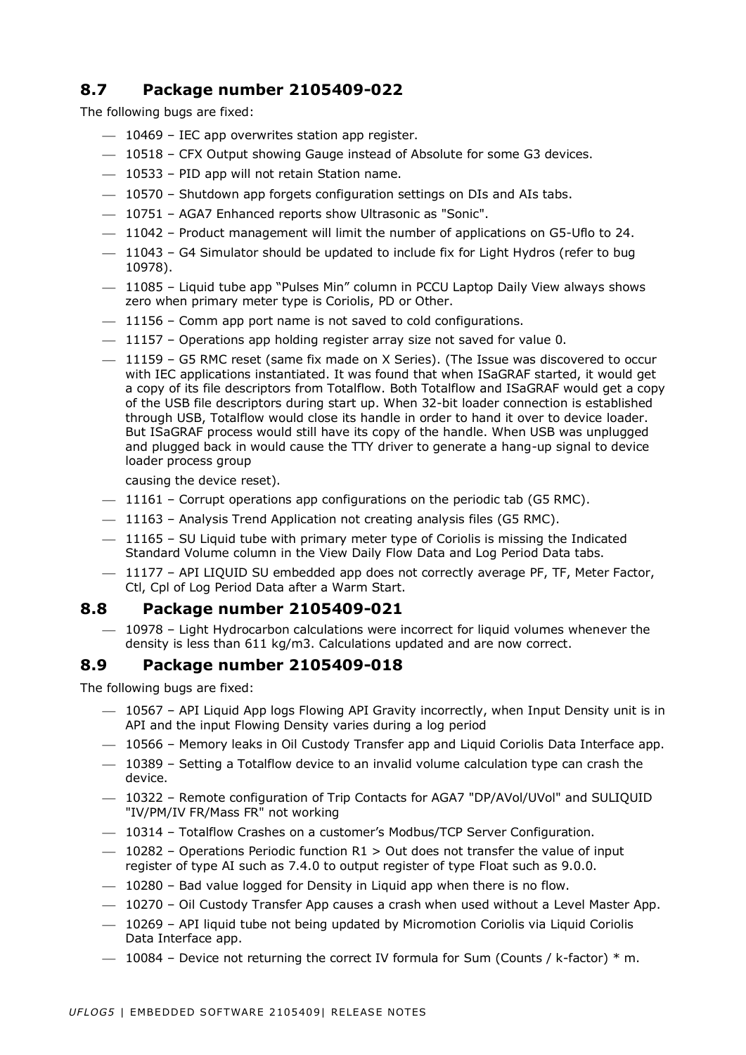## 8.7 Package number 2105409-022

The following bugs are fixed:

- 10469 – IEC app overwrites station app register.
- 10518 – CFX Output showing Gauge instead of Absolute for some G3 devices.
- 10533 – PID app will not retain Station name.
- 10570 – Shutdown app forgets configuration settings on DIs and AIs tabs.
- 10751 – AGA7 Enhanced reports show Ultrasonic as "Sonic".
- 11042 – Product management will limit the number of applications on G5-Uflo to 24.
- 11043 – G4 Simulator should be updated to include fix for Light Hydros (refer to bug 10978).
- 11085 – Liquid tube app "Pulses Min" column in PCCU Laptop Daily View always shows zero when primary meter type is Coriolis, PD or Other.
- 11156 – Comm app port name is not saved to cold configurations.
- 11157 – Operations app holding register array size not saved for value 0.
- 11159 – G5 RMC reset (same fix made on X Series). (The Issue was discovered to occur with IEC applications instantiated. It was found that when ISaGRAF started, it would get a copy of its file descriptors from Totalflow. Both Totalflow and ISaGRAF would get a copy of the USB file descriptors during start up. When 32-bit loader connection is established through USB, Totalflow would close its handle in order to hand it over to device loader. But ISaGRAF process would still have its copy of the handle. When USB was unplugged and plugged back in would cause the TTY driver to generate a hang-up signal to device loader process group

  causing the device reset).
- 11161 – Corrupt operations app configurations on the periodic tab (G5 RMC).
- 11163 – Analysis Trend Application not creating analysis files (G5 RMC).
- 11165 – SU Liquid tube with primary meter type of Coriolis is missing the Indicated Standard Volume column in the View Daily Flow Data and Log Period Data tabs.
- 11177 – API LIQUID SU embedded app does not correctly average PF, TF, Meter Factor, Ctl, Cpl of Log Period Data after a Warm Start.

## 8.8 Package number 2105409-021

- 10978 – Light Hydrocarbon calculations were incorrect for liquid volumes whenever the density is less than 611 kg/m3. Calculations updated and are now correct.

## 8.9 Package number 2105409-018

The following bugs are fixed:

- 10567 – API Liquid App logs Flowing API Gravity incorrectly, when Input Density unit is in API and the input Flowing Density varies during a log period
- 10566 – Memory leaks in Oil Custody Transfer app and Liquid Coriolis Data Interface app.
- 10389 – Setting a Totalflow device to an invalid volume calculation type can crash the device.
- 10322 – Remote configuration of Trip Contacts for AGA7 "DP/AVol/UVol" and SULIQUID "IV/PM/IV FR/Mass FR" not working
- 10314 – Totalflow Crashes on a customer's Modbus/TCP Server Configuration.
- 10282 – Operations Periodic function R1 > Out does not transfer the value of input register of type AI such as 7.4.0 to output register of type Float such as 9.0.0.
- 10280 – Bad value logged for Density in Liquid app when there is no flow.
- 10270 – Oil Custody Transfer App causes a crash when used without a Level Master App.
- 10269 – API liquid tube not being updated by Micromotion Coriolis via Liquid Coriolis Data Interface app.
- 10084 – Device not returning the correct IV formula for Sum (Counts / k-factor) * m.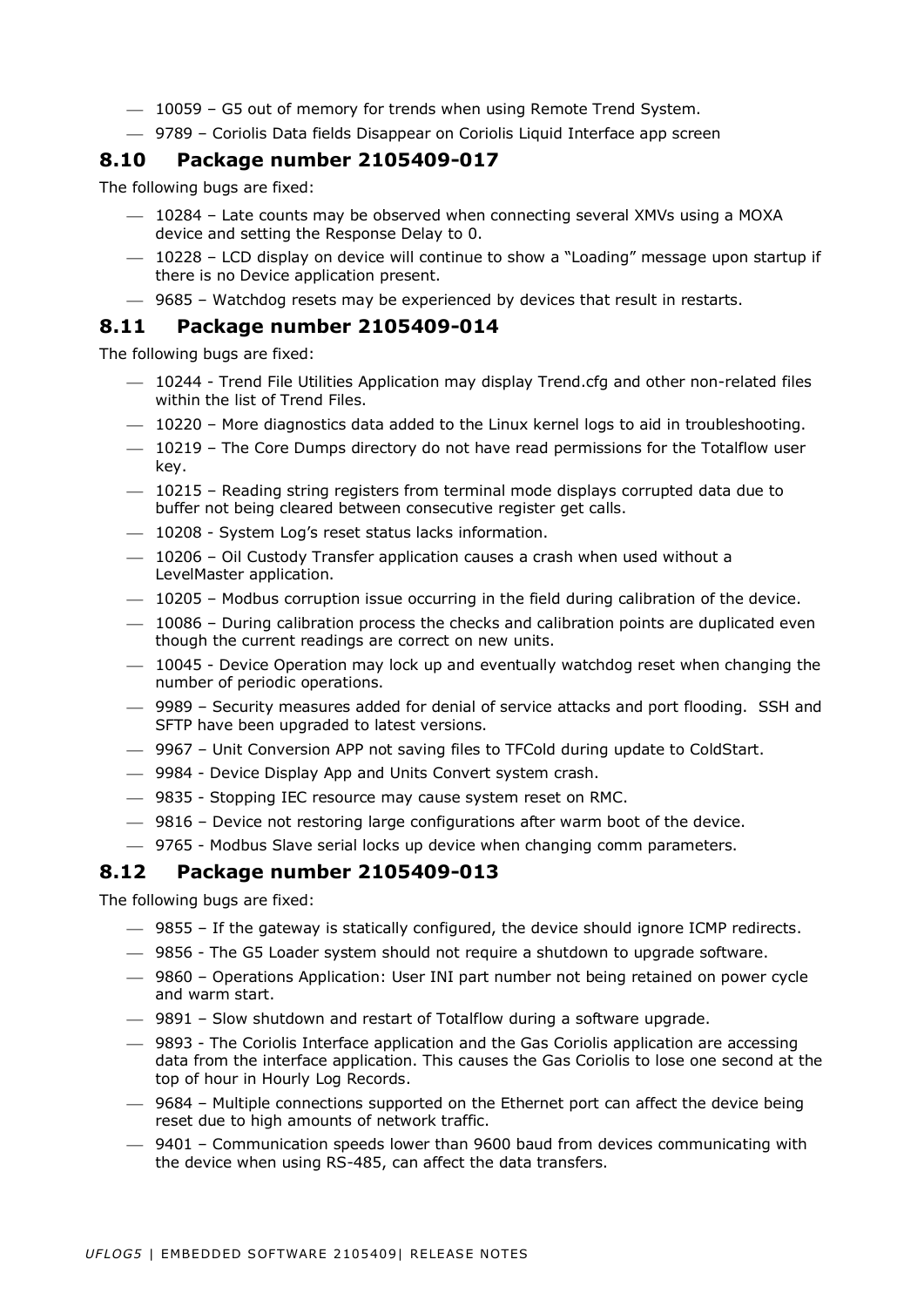- 10059 – G5 out of memory for trends when using Remote Trend System.
- 9789 – Coriolis Data fields Disappear on Coriolis Liquid Interface app screen

## 8.10 Package number 2105409-017

The following bugs are fixed:

- 10284 – Late counts may be observed when connecting several XMVs using a MOXA device and setting the Response Delay to 0.
- 10228 – LCD display on device will continue to show a "Loading" message upon startup if there is no Device application present.
- 9685 – Watchdog resets may be experienced by devices that result in restarts.

## 8.11 Package number 2105409-014

The following bugs are fixed:

- 10244 - Trend File Utilities Application may display Trend.cfg and other non-related files within the list of Trend Files.
- 10220 – More diagnostics data added to the Linux kernel logs to aid in troubleshooting.
- 10219 – The Core Dumps directory do not have read permissions for the Totalflow user key.
- 10215 – Reading string registers from terminal mode displays corrupted data due to buffer not being cleared between consecutive register get calls.
- 10208 - System Log's reset status lacks information.
- 10206 – Oil Custody Transfer application causes a crash when used without a LevelMaster application.
- 10205 – Modbus corruption issue occurring in the field during calibration of the device.
- 10086 – During calibration process the checks and calibration points are duplicated even though the current readings are correct on new units.
- 10045 - Device Operation may lock up and eventually watchdog reset when changing the number of periodic operations.
- 9989 – Security measures added for denial of service attacks and port flooding. SSH and SFTP have been upgraded to latest versions.
- 9967 – Unit Conversion APP not saving files to TFCold during update to ColdStart.
- 9984 - Device Display App and Units Convert system crash.
- 9835 - Stopping IEC resource may cause system reset on RMC.
- 9816 – Device not restoring large configurations after warm boot of the device.
- 9765 - Modbus Slave serial locks up device when changing comm parameters.

## 8.12 Package number 2105409-013

The following bugs are fixed:

- 9855 – If the gateway is statically configured, the device should ignore ICMP redirects.
- 9856 - The G5 Loader system should not require a shutdown to upgrade software.
- 9860 – Operations Application: User INI part number not being retained on power cycle and warm start.
- 9891 – Slow shutdown and restart of Totalflow during a software upgrade.
- 9893 - The Coriolis Interface application and the Gas Coriolis application are accessing data from the interface application. This causes the Gas Coriolis to lose one second at the top of hour in Hourly Log Records.
- 9684 – Multiple connections supported on the Ethernet port can affect the device being reset due to high amounts of network traffic.
- 9401 – Communication speeds lower than 9600 baud from devices communicating with the device when using RS-485, can affect the data transfers.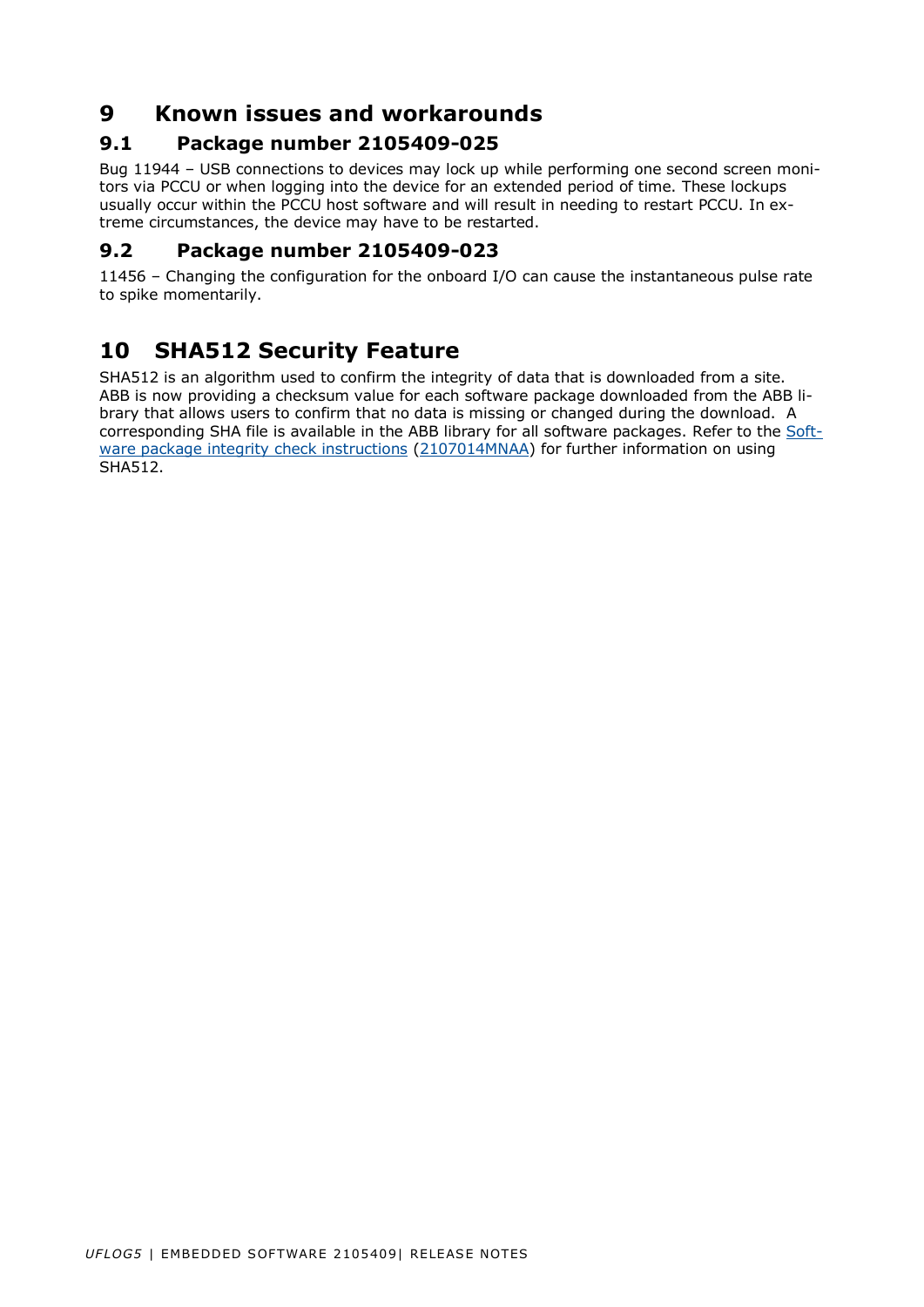# 9 Known issues and workarounds

## 9.1 Package number 2105409-025

Bug 11944 – USB connections to devices may lock up while performing one second screen monitors via PCCU or when logging into the device for an extended period of time. These lockups usually occur within the PCCU host software and will result in needing to restart PCCU. In extreme circumstances, the device may have to be restarted.

## 9.2 Package number 2105409-023

11456 – Changing the configuration for the onboard I/O can cause the instantaneous pulse rate to spike momentarily.

# 10 SHA512 Security Feature

SHA512 is an algorithm used to confirm the integrity of data that is downloaded from a site. ABB is now providing a checksum value for each software package downloaded from the ABB library that allows users to confirm that no data is missing or changed during the download. A corresponding SHA file is available in the ABB library for all software packages. Refer to the Software package integrity check instructions (2107014MNAA) for further information on using SHA512.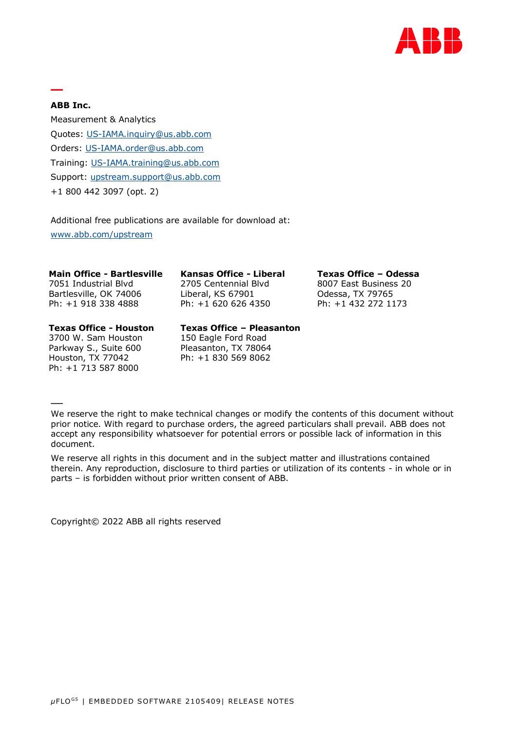**ABB Inc.**

Measurement & Analytics

Quotes: US-IAMA.inquiry@us.abb.com

Orders: US-IAMA.order@us.abb.com

Training: US-IAMA.training@us.abb.com

Support: upstream.support@us.abb.com

+1 800 442 3097 (opt. 2)

Additional free publications are available for download at:
www.abb.com/upstream

**Main Office - Bartlesville**
7051 Industrial Blvd
Bartlesville, OK 74006
Ph: +1 918 338 4888

**Kansas Office - Liberal**
2705 Centennial Blvd
Liberal, KS 67901
Ph: +1 620 626 4350

**Texas Office – Odessa**
8007 East Business 20
Odessa, TX 79765
Ph: +1 432 272 1173

**Texas Office - Houston**
3700 W. Sam Houston
Parkway S., Suite 600
Houston, TX 77042
Ph: +1 713 587 8000

**Texas Office – Pleasanton**
150 Eagle Ford Road
Pleasanton, TX 78064
Ph: +1 830 569 8062

We reserve the right to make technical changes or modify the contents of this document without prior notice. With regard to purchase orders, the agreed particulars shall prevail. ABB does not accept any responsibility whatsoever for potential errors or possible lack of information in this document.

We reserve all rights in this document and in the subject matter and illustrations contained therein. Any reproduction, disclosure to third parties or utilization of its contents - in whole or in parts – is forbidden without prior written consent of ABB.

Copyright© 2022 ABB all rights reserved